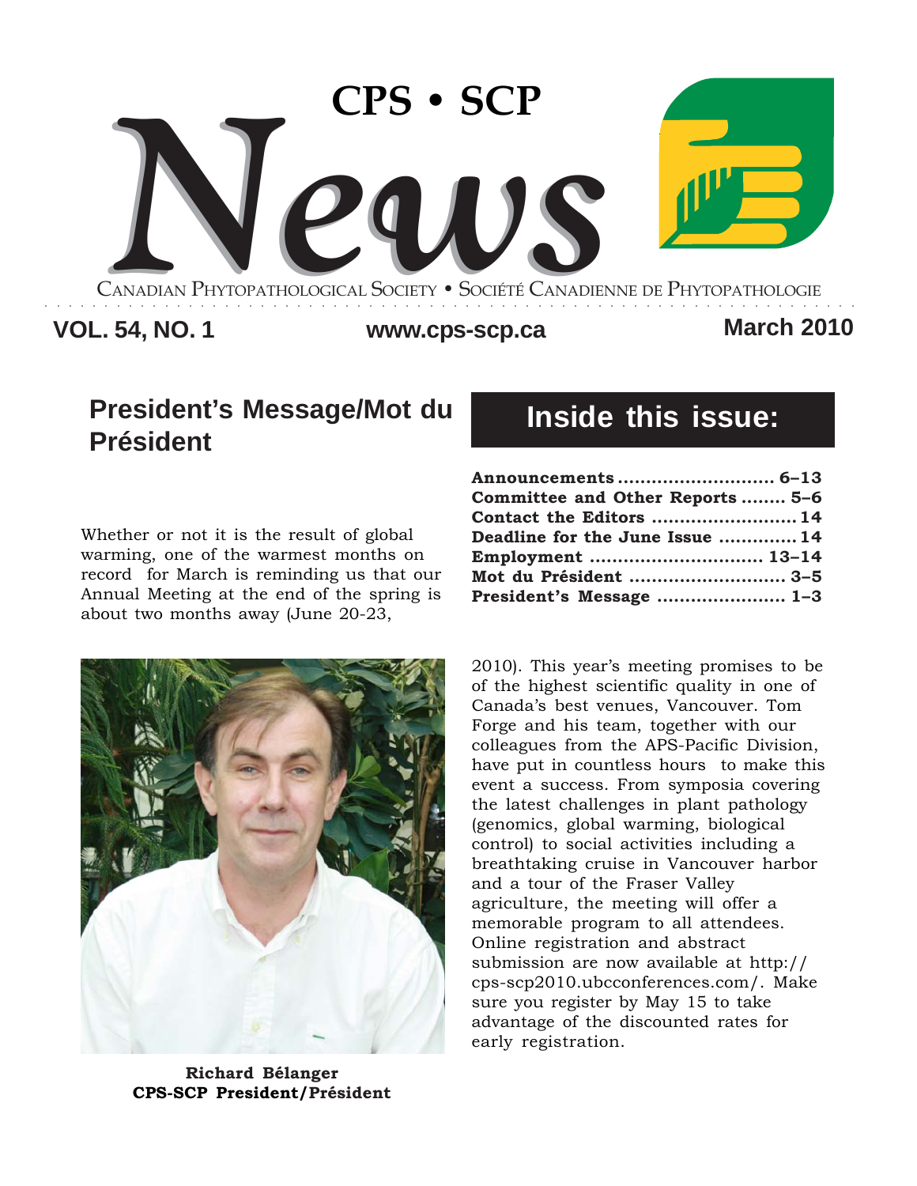# CPS • SCP News

CANADIAN PHYTOPATHOLOGICAL SOCIETY • SOCIÉTÉ CANADIENNE DE PHYTOPATHOLOGIE

**VOL. 54, NO. 1** | **www.cps-scp.ca** | **March 2010**

## Inside this issue:

| | |
|---|---|
| **Announcements** | **6–13** |
| **Committee and Other Reports** | **5–6** |
| **Contact the Editors** | **14** |
| **Deadline for the June Issue** | **14** |
| **Employment** | **13–14** |
| **Mot du Président** | **3–5** |
| **President's Message** | **1–3** |

## President's Message/Mot du Président

Whether or not it is the result of global warming, one of the warmest months on record for March is reminding us that our Annual Meeting at the end of the spring is about two months away (June 20-23, 2010). This year's meeting promises to be of the highest scientific quality in one of Canada's best venues, Vancouver. Tom Forge and his team, together with our colleagues from the APS-Pacific Division, have put in countless hours to make this event a success. From symposia covering the latest challenges in plant pathology (genomics, global warming, biological control) to social activities including a breathtaking cruise in Vancouver harbor and a tour of the Fraser Valley agriculture, the meeting will offer a memorable program to all attendees. Online registration and abstract submission are now available at http://cps-scp2010.ubcconferences.com/. Make sure you register by May 15 to take advantage of the discounted rates for early registration.

**Richard Bélanger**
**CPS-SCP President/Président**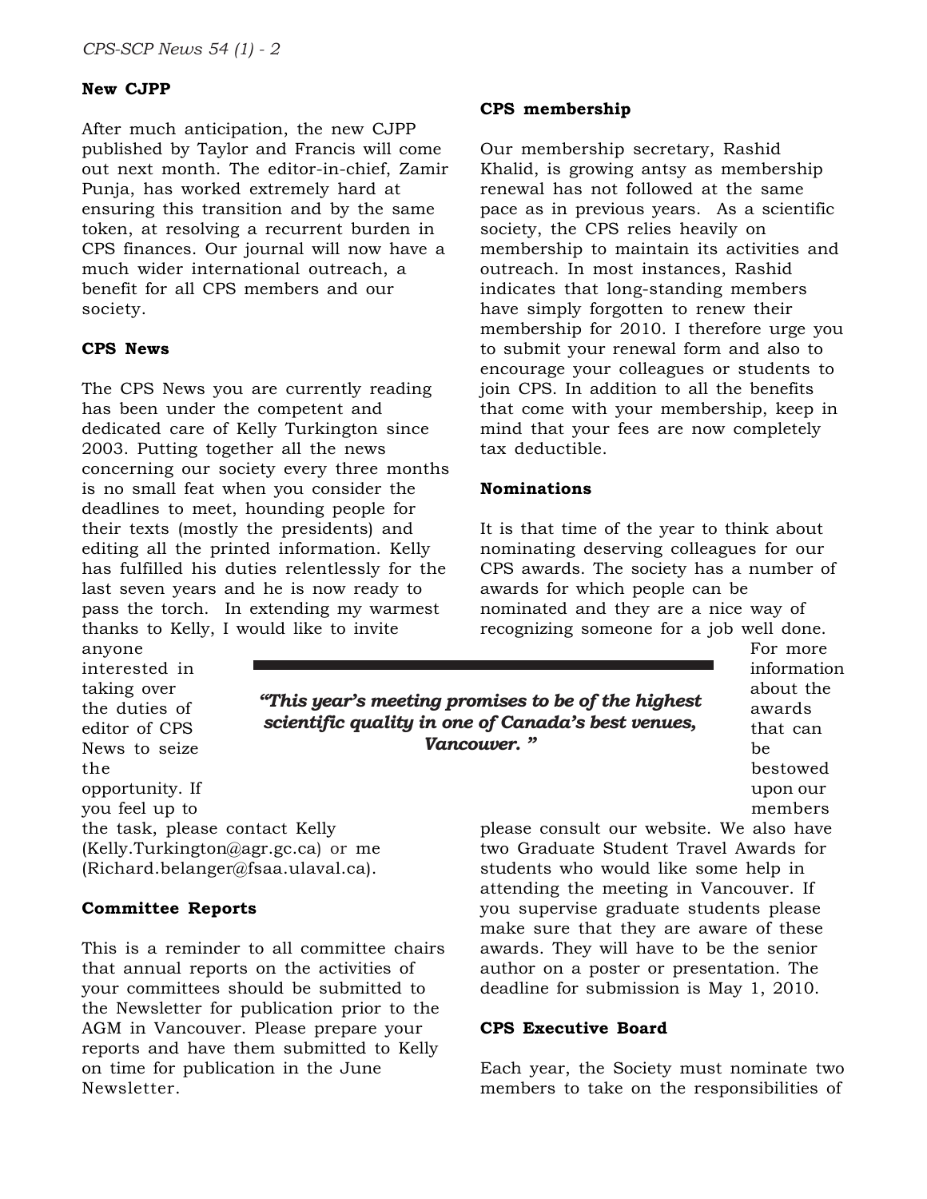### New CJPP

After much anticipation, the new CJPP published by Taylor and Francis will come out next month. The editor-in-chief, Zamir Punja, has worked extremely hard at ensuring this transition and by the same token, at resolving a recurrent burden in CPS finances. Our journal will now have a much wider international outreach, a benefit for all CPS members and our society.

### CPS News

The CPS News you are currently reading has been under the competent and dedicated care of Kelly Turkington since 2003. Putting together all the news concerning our society every three months is no small feat when you consider the deadlines to meet, hounding people for their texts (mostly the presidents) and editing all the printed information. Kelly has fulfilled his duties relentlessly for the last seven years and he is now ready to pass the torch. In extending my warmest thanks to Kelly, I would like to invite anyone interested in taking over the duties of editor of CPS News to seize the opportunity. If you feel up to the task, please contact Kelly (Kelly.Turkington@agr.gc.ca) or me (Richard.belanger@fsaa.ulaval.ca).

### Committee Reports

This is a reminder to all committee chairs that annual reports on the activities of your committees should be submitted to the Newsletter for publication prior to the AGM in Vancouver. Please prepare your reports and have them submitted to Kelly on time for publication in the June Newsletter.

### CPS membership

Our membership secretary, Rashid Khalid, is growing antsy as membership renewal has not followed at the same pace as in previous years. As a scientific society, the CPS relies heavily on membership to maintain its activities and outreach. In most instances, Rashid indicates that long-standing members have simply forgotten to renew their membership for 2010. I therefore urge you to submit your renewal form and also to encourage your colleagues or students to join CPS. In addition to all the benefits that come with your membership, keep in mind that your fees are now completely tax deductible.

### Nominations

It is that time of the year to think about nominating deserving colleagues for our CPS awards. The society has a number of awards for which people can be nominated and they are a nice way of recognizing someone for a job well done. For more information about the awards that can be bestowed upon our members please consult our website. We also have two Graduate Student Travel Awards for students who would like some help in attending the meeting in Vancouver. If you supervise graduate students please make sure that they are aware of these awards. They will have to be the senior author on a poster or presentation. The deadline for submission is May 1, 2010.

> ***"This year's meeting promises to be of the highest scientific quality in one of Canada's best venues, Vancouver."***

### CPS Executive Board

Each year, the Society must nominate two members to take on the responsibilities of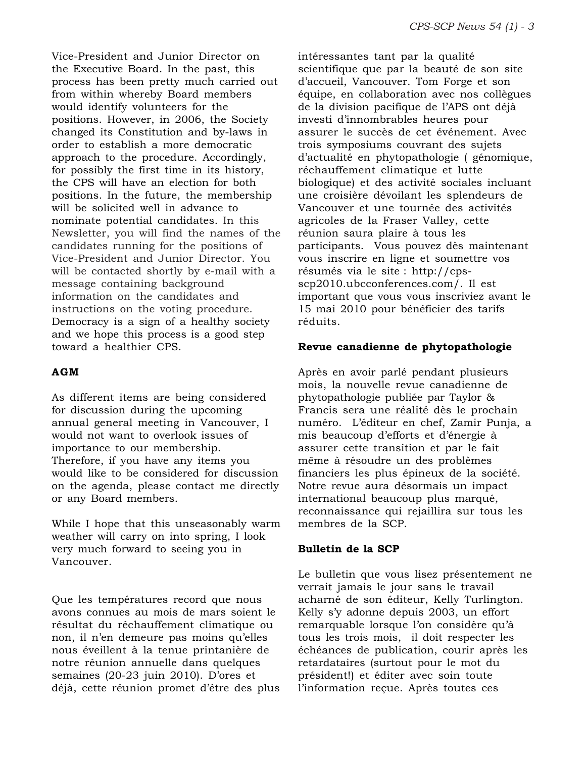Vice-President and Junior Director on the Executive Board. In the past, this process has been pretty much carried out from within whereby Board members would identify volunteers for the positions. However, in 2006, the Society changed its Constitution and by-laws in order to establish a more democratic approach to the procedure. Accordingly, for possibly the first time in its history, the CPS will have an election for both positions. In the future, the membership will be solicited well in advance to nominate potential candidates. In this Newsletter, you will find the names of the candidates running for the positions of Vice-President and Junior Director. You will be contacted shortly by e-mail with a message containing background information on the candidates and instructions on the voting procedure. Democracy is a sign of a healthy society and we hope this process is a good step toward a healthier CPS.

**AGM**

As different items are being considered for discussion during the upcoming annual general meeting in Vancouver, I would not want to overlook issues of importance to our membership. Therefore, if you have any items you would like to be considered for discussion on the agenda, please contact me directly or any Board members.

While I hope that this unseasonably warm weather will carry on into spring, I look very much forward to seeing you in Vancouver.

Que les températures record que nous avons connues au mois de mars soient le résultat du réchauffement climatique ou non, il n'en demeure pas moins qu'elles nous éveillent à la tenue printanière de notre réunion annuelle dans quelques semaines (20-23 juin 2010). D'ores et déjà, cette réunion promet d'être des plus intéressantes tant par la qualité scientifique que par la beauté de son site d'accueil, Vancouver. Tom Forge et son équipe, en collaboration avec nos collègues de la division pacifique de l'APS ont déjà investi d'innombrables heures pour assurer le succès de cet événement. Avec trois symposiums couvrant des sujets d'actualité en phytopathologie ( génomique, réchauffement climatique et lutte biologique) et des activité sociales incluant une croisière dévoilant les splendeurs de Vancouver et une tournée des activités agricoles de la Fraser Valley, cette réunion saura plaire à tous les participants. Vous pouvez dès maintenant vous inscrire en ligne et soumettre vos résumés via le site : http://cps-scp2010.ubcconferences.com/. Il est important que vous vous inscriviez avant le 15 mai 2010 pour bénéficier des tarifs réduits.

**Revue canadienne de phytopathologie**

Après en avoir parlé pendant plusieurs mois, la nouvelle revue canadienne de phytopathologie publiée par Taylor & Francis sera une réalité dès le prochain numéro. L'éditeur en chef, Zamir Punja, a mis beaucoup d'efforts et d'énergie à assurer cette transition et par le fait même à résoudre un des problèmes financiers les plus épineux de la société. Notre revue aura désormais un impact international beaucoup plus marqué, reconnaissance qui rejaillira sur tous les membres de la SCP.

**Bulletin de la SCP**

Le bulletin que vous lisez présentement ne verrait jamais le jour sans le travail acharné de son éditeur, Kelly Turlington. Kelly s'y adonne depuis 2003, un effort remarquable lorsque l'on considère qu'à tous les trois mois, il doit respecter les échéances de publication, courir après les retardataires (surtout pour le mot du président!) et éditer avec soin toute l'information reçue. Après toutes ces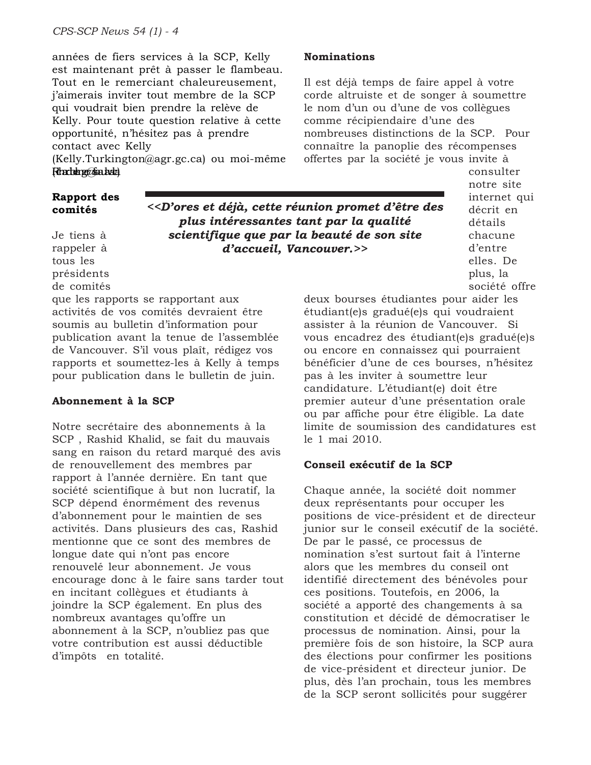années de fiers services à la SCP, Kelly est maintenant prêt à passer le flambeau. Tout en le remerciant chaleureusement, j'aimerais inviter tout membre de la SCP qui voudrait bien prendre la relève de Kelly. Pour toute question relative à cette opportunité, n'hésitez pas à prendre contact avec Kelly (Kelly.Turkington@agr.gc.ca) ou moi-même (Richard.Belanger@fsaa.ulaval.ca).

**Rapport des comités**

Je tiens à rappeler à tous les présidents de comités que les rapports se rapportant aux activités de vos comités devraient être soumis au bulletin d'information pour publication avant la tenue de l'assemblée de Vancouver. S'il vous plaît, rédigez vos rapports et soumettez-les à Kelly à temps pour publication dans le bulletin de juin.

***<<D'ores et déjà, cette réunion promet d'être des plus intéressantes tant par la qualité scientifique que par la beauté de son site d'accueil, Vancouver.>>***

**Abonnement à la SCP**

Notre secrétaire des abonnements à la SCP , Rashid Khalid, se fait du mauvais sang en raison du retard marqué des avis de renouvellement des membres par rapport à l'année dernière. En tant que société scientifique à but non lucratif, la SCP dépend énormément des revenus d'abonnement pour le maintien de ses activités. Dans plusieurs des cas, Rashid mentionne que ce sont des membres de longue date qui n'ont pas encore renouvelé leur abonnement. Je vous encourage donc à le faire sans tarder tout en incitant collègues et étudiants à joindre la SCP également. En plus des nombreux avantages qu'offre un abonnement à la SCP, n'oubliez pas que votre contribution est aussi déductible d'impôts en totalité.

**Nominations**

Il est déjà temps de faire appel à votre corde altruiste et de songer à soumettre le nom d'un ou d'une de vos collègues comme récipiendaire d'une des nombreuses distinctions de la SCP. Pour connaître la panoplie des récompenses offertes par la société je vous invite à consulter notre site internet qui décrit en détails chacune d'entre elles. De plus, la société offre deux bourses étudiantes pour aider les étudiant(e)s gradué(e)s qui voudraient assister à la réunion de Vancouver. Si vous encadrez des étudiant(e)s gradué(e)s ou encore en connaissez qui pourraient bénéficier d'une de ces bourses, n'hésitez pas à les inviter à soumettre leur candidature. L'étudiant(e) doit être premier auteur d'une présentation orale ou par affiche pour être éligible. La date limite de soumission des candidatures est le 1 mai 2010.

**Conseil exécutif de la SCP**

Chaque année, la société doit nommer deux représentants pour occuper les positions de vice-président et de directeur junior sur le conseil exécutif de la société. De par le passé, ce processus de nomination s'est surtout fait à l'interne alors que les membres du conseil ont identifié directement des bénévoles pour ces positions. Toutefois, en 2006, la société a apporté des changements à sa constitution et décidé de démocratiser le processus de nomination. Ainsi, pour la première fois de son histoire, la SCP aura des élections pour confirmer les positions de vice-président et directeur junior. De plus, dès l'an prochain, tous les membres de la SCP seront sollicités pour suggérer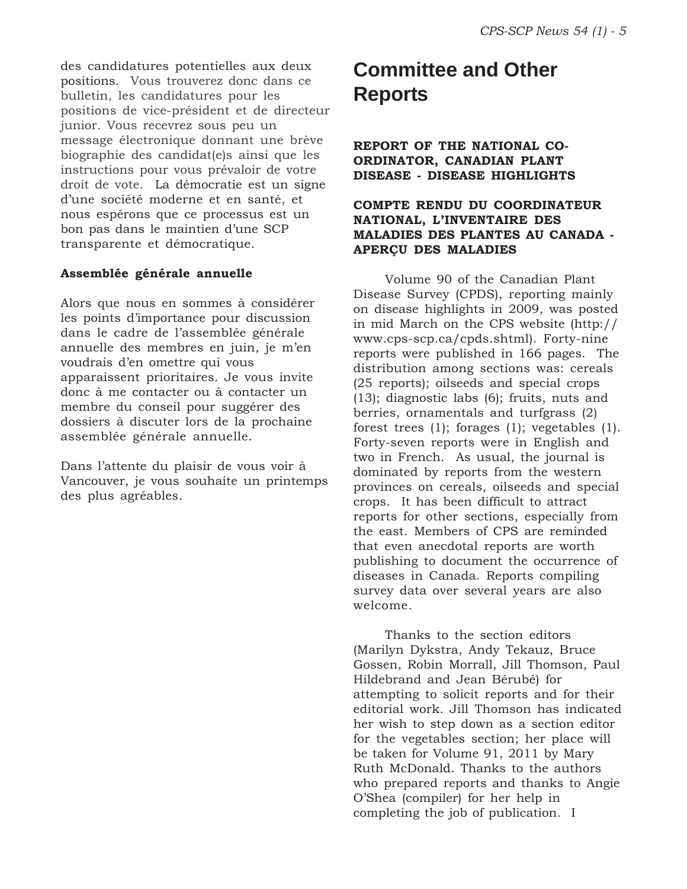des candidatures potentielles aux deux positions. Vous trouverez donc dans ce bulletin, les candidatures pour les positions de vice-président et de directeur junior. Vous recevrez sous peu un message électronique donnant une brève biographie des candidat(e)s ainsi que les instructions pour vous prévaloir de votre droit de vote. La démocratie est un signe d'une société moderne et en santé, et nous espérons que ce processus est un bon pas dans le maintien d'une SCP transparente et démocratique.

**Assemblée générale annuelle**

Alors que nous en sommes à considérer les points d'importance pour discussion dans le cadre de l'assemblée générale annuelle des membres en juin, je m'en voudrais d'en omettre qui vous apparaissent prioritaires. Je vous invite donc à me contacter ou à contacter un membre du conseil pour suggérer des dossiers à discuter lors de la prochaine assemblée générale annuelle.

Dans l'attente du plaisir de vous voir à Vancouver, je vous souhaite un printemps des plus agréables.

# Committee and Other Reports

**REPORT OF THE NATIONAL CO-ORDINATOR, CANADIAN PLANT DISEASE - DISEASE HIGHLIGHTS**

**COMPTE RENDU DU COORDINATEUR NATIONAL, L'INVENTAIRE DES MALADIES DES PLANTES AU CANADA - APERÇU DES MALADIES**

Volume 90 of the Canadian Plant Disease Survey (CPDS), reporting mainly on disease highlights in 2009, was posted in mid March on the CPS website (http://www.cps-scp.ca/cpds.shtml). Forty-nine reports were published in 166 pages. The distribution among sections was: cereals (25 reports); oilseeds and special crops (13); diagnostic labs (6); fruits, nuts and berries, ornamentals and turfgrass (2) forest trees (1); forages (1); vegetables (1). Forty-seven reports were in English and two in French. As usual, the journal is dominated by reports from the western provinces on cereals, oilseeds and special crops. It has been difficult to attract reports for other sections, especially from the east. Members of CPS are reminded that even anecdotal reports are worth publishing to document the occurrence of diseases in Canada. Reports compiling survey data over several years are also welcome.

Thanks to the section editors (Marilyn Dykstra, Andy Tekauz, Bruce Gossen, Robin Morrall, Jill Thomson, Paul Hildebrand and Jean Bérubé) for attempting to solicit reports and for their editorial work. Jill Thomson has indicated her wish to step down as a section editor for the vegetables section; her place will be taken for Volume 91, 2011 by Mary Ruth McDonald. Thanks to the authors who prepared reports and thanks to Angie O'Shea (compiler) for her help in completing the job of publication. I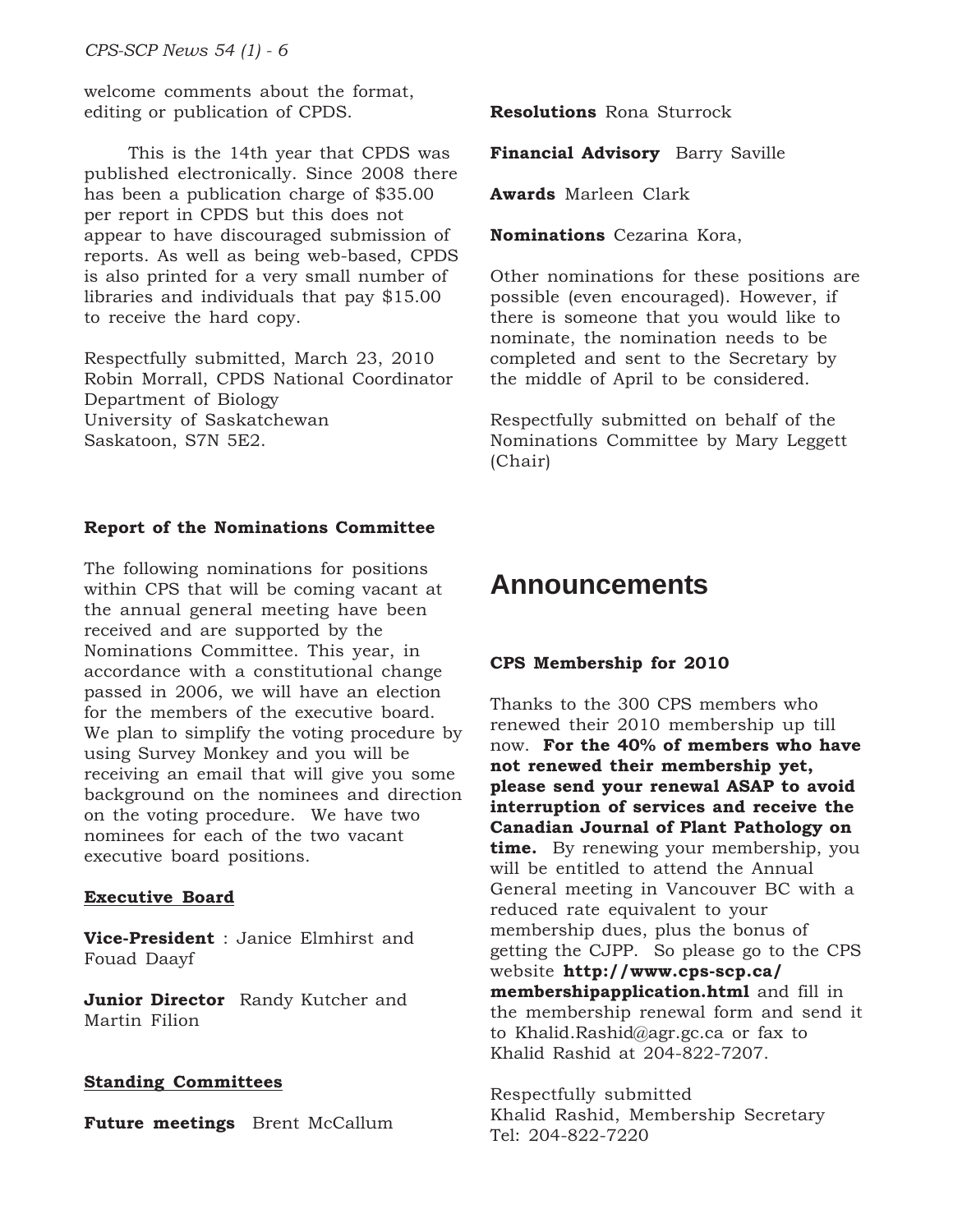welcome comments about the format, editing or publication of CPDS.

This is the 14th year that CPDS was published electronically. Since 2008 there has been a publication charge of $35.00 per report in CPDS but this does not appear to have discouraged submission of reports. As well as being web-based, CPDS is also printed for a very small number of libraries and individuals that pay $15.00 to receive the hard copy.

Respectfully submitted, March 23, 2010
Robin Morrall, CPDS National Coordinator
Department of Biology
University of Saskatchewan
Saskatoon, S7N 5E2.

### Report of the Nominations Committee

The following nominations for positions within CPS that will be coming vacant at the annual general meeting have been received and are supported by the Nominations Committee. This year, in accordance with a constitutional change passed in 2006, we will have an election for the members of the executive board. We plan to simplify the voting procedure by using Survey Monkey and you will be receiving an email that will give you some background on the nominees and direction on the voting procedure. We have two nominees for each of the two vacant executive board positions.

**Executive Board**

**Vice-President** : Janice Elmhirst and Fouad Daayf

**Junior Director** Randy Kutcher and Martin Filion

**Standing Committees**

**Future meetings** Brent McCallum

**Resolutions** Rona Sturrock

**Financial Advisory** Barry Saville

**Awards** Marleen Clark

**Nominations** Cezarina Kora,

Other nominations for these positions are possible (even encouraged). However, if there is someone that you would like to nominate, the nomination needs to be completed and sent to the Secretary by the middle of April to be considered.

Respectfully submitted on behalf of the Nominations Committee by Mary Leggett (Chair)

# Announcements

### CPS Membership for 2010

Thanks to the 300 CPS members who renewed their 2010 membership up till now. **For the 40% of members who have not renewed their membership yet, please send your renewal ASAP to avoid interruption of services and receive the Canadian Journal of Plant Pathology on time.** By renewing your membership, you will be entitled to attend the Annual General meeting in Vancouver BC with a reduced rate equivalent to your membership dues, plus the bonus of getting the CJPP. So please go to the CPS website **http://www.cps-scp.ca/membershipapplication.html** and fill in the membership renewal form and send it to Khalid.Rashid@agr.gc.ca or fax to Khalid Rashid at 204-822-7207.

Respectfully submitted
Khalid Rashid, Membership Secretary
Tel: 204-822-7220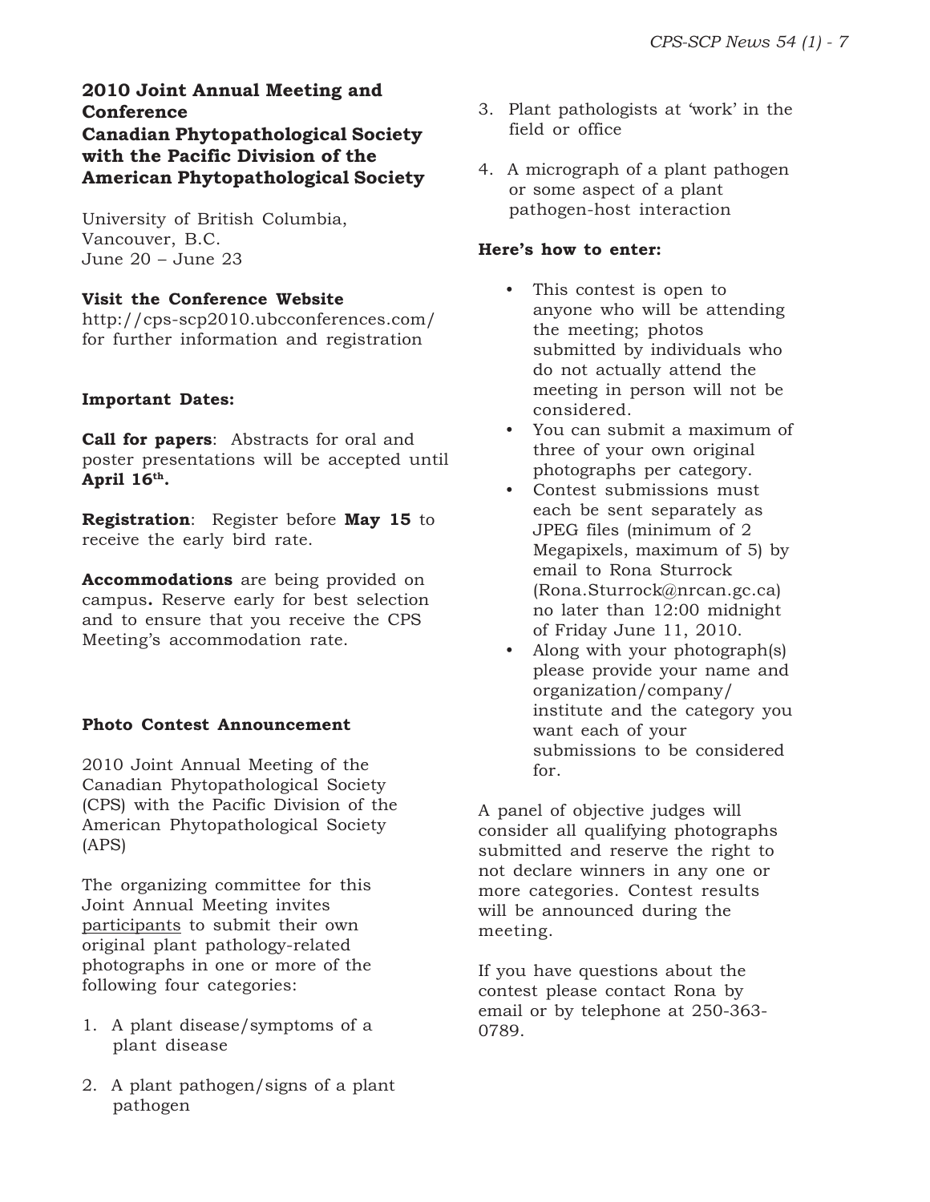## 2010 Joint Annual Meeting and Conference Canadian Phytopathological Society with the Pacific Division of the American Phytopathological Society

University of British Columbia,
Vancouver, B.C.
June 20 – June 23

**Visit the Conference Website**
http://cps-scp2010.ubcconferences.com/ for further information and registration

**Important Dates:**

**Call for papers**: Abstracts for oral and poster presentations will be accepted until **April 16th.**

**Registration**: Register before **May 15** to receive the early bird rate.

**Accommodations** are being provided on campus**.** Reserve early for best selection and to ensure that you receive the CPS Meeting's accommodation rate.

### Photo Contest Announcement

2010 Joint Annual Meeting of the Canadian Phytopathological Society (CPS) with the Pacific Division of the American Phytopathological Society (APS)

The organizing committee for this Joint Annual Meeting invites participants to submit their own original plant pathology-related photographs in one or more of the following four categories:

1. A plant disease/symptoms of a plant disease
2. A plant pathogen/signs of a plant pathogen
3. Plant pathologists at 'work' in the field or office
4. A micrograph of a plant pathogen or some aspect of a plant pathogen-host interaction

**Here's how to enter:**

- This contest is open to anyone who will be attending the meeting; photos submitted by individuals who do not actually attend the meeting in person will not be considered.
- You can submit a maximum of three of your own original photographs per category.
- Contest submissions must each be sent separately as JPEG files (minimum of 2 Megapixels, maximum of 5) by email to Rona Sturrock (Rona.Sturrock@nrcan.gc.ca) no later than 12:00 midnight of Friday June 11, 2010.
- Along with your photograph(s) please provide your name and organization/company/ institute and the category you want each of your submissions to be considered for.

A panel of objective judges will consider all qualifying photographs submitted and reserve the right to not declare winners in any one or more categories. Contest results will be announced during the meeting.

If you have questions about the contest please contact Rona by email or by telephone at 250-363-0789.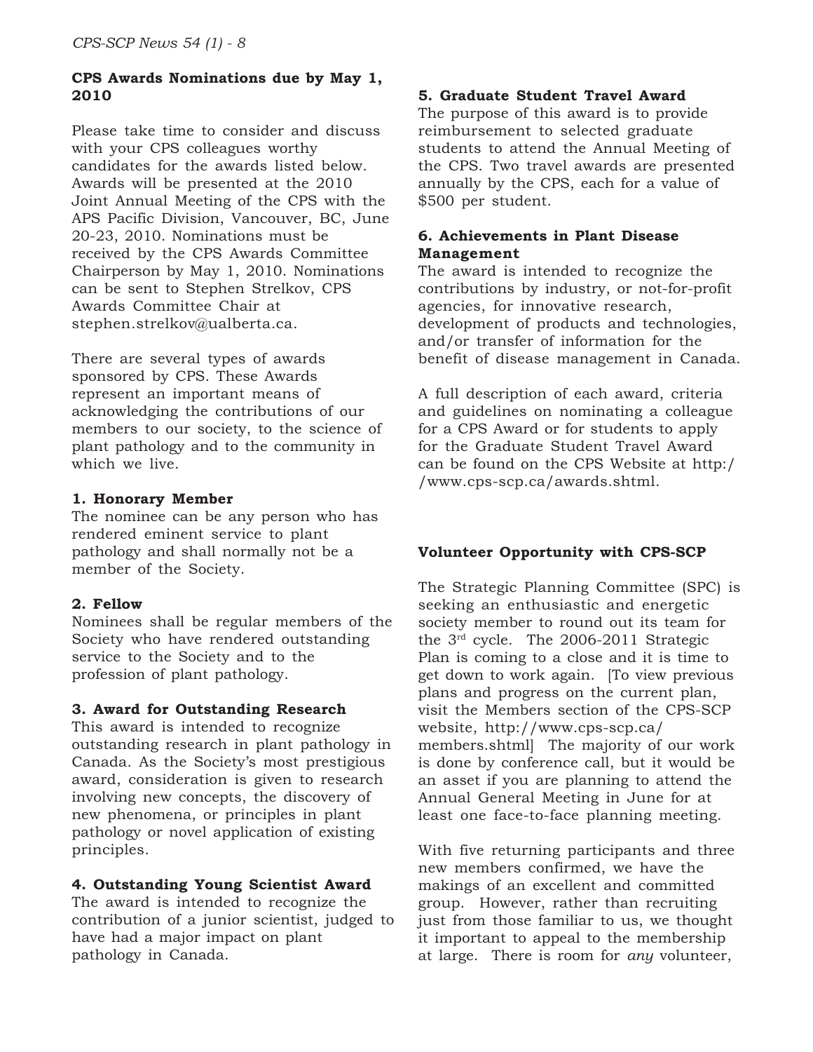**CPS Awards Nominations due by May 1, 2010**

Please take time to consider and discuss with your CPS colleagues worthy candidates for the awards listed below. Awards will be presented at the 2010 Joint Annual Meeting of the CPS with the APS Pacific Division, Vancouver, BC, June 20-23, 2010. Nominations must be received by the CPS Awards Committee Chairperson by May 1, 2010. Nominations can be sent to Stephen Strelkov, CPS Awards Committee Chair at stephen.strelkov@ualberta.ca.

There are several types of awards sponsored by CPS. These Awards represent an important means of acknowledging the contributions of our members to our society, to the science of plant pathology and to the community in which we live.

**1. Honorary Member**
The nominee can be any person who has rendered eminent service to plant pathology and shall normally not be a member of the Society.

**2. Fellow**
Nominees shall be regular members of the Society who have rendered outstanding service to the Society and to the profession of plant pathology.

**3. Award for Outstanding Research**
This award is intended to recognize outstanding research in plant pathology in Canada. As the Society's most prestigious award, consideration is given to research involving new concepts, the discovery of new phenomena, or principles in plant pathology or novel application of existing principles.

**4. Outstanding Young Scientist Award**
The award is intended to recognize the contribution of a junior scientist, judged to have had a major impact on plant pathology in Canada.

**5. Graduate Student Travel Award**
The purpose of this award is to provide reimbursement to selected graduate students to attend the Annual Meeting of the CPS. Two travel awards are presented annually by the CPS, each for a value of $500 per student.

**6. Achievements in Plant Disease Management**
The award is intended to recognize the contributions by industry, or not-for-profit agencies, for innovative research, development of products and technologies, and/or transfer of information for the benefit of disease management in Canada.

A full description of each award, criteria and guidelines on nominating a colleague for a CPS Award or for students to apply for the Graduate Student Travel Award can be found on the CPS Website at http://www.cps-scp.ca/awards.shtml.

**Volunteer Opportunity with CPS-SCP**

The Strategic Planning Committee (SPC) is seeking an enthusiastic and energetic society member to round out its team for the 3rd cycle. The 2006-2011 Strategic Plan is coming to a close and it is time to get down to work again. [To view previous plans and progress on the current plan, visit the Members section of the CPS-SCP website, http://www.cps-scp.ca/members.shtml] The majority of our work is done by conference call, but it would be an asset if you are planning to attend the Annual General Meeting in June for at least one face-to-face planning meeting.

With five returning participants and three new members confirmed, we have the makings of an excellent and committed group. However, rather than recruiting just from those familiar to us, we thought it important to appeal to the membership at large. There is room for *any* volunteer,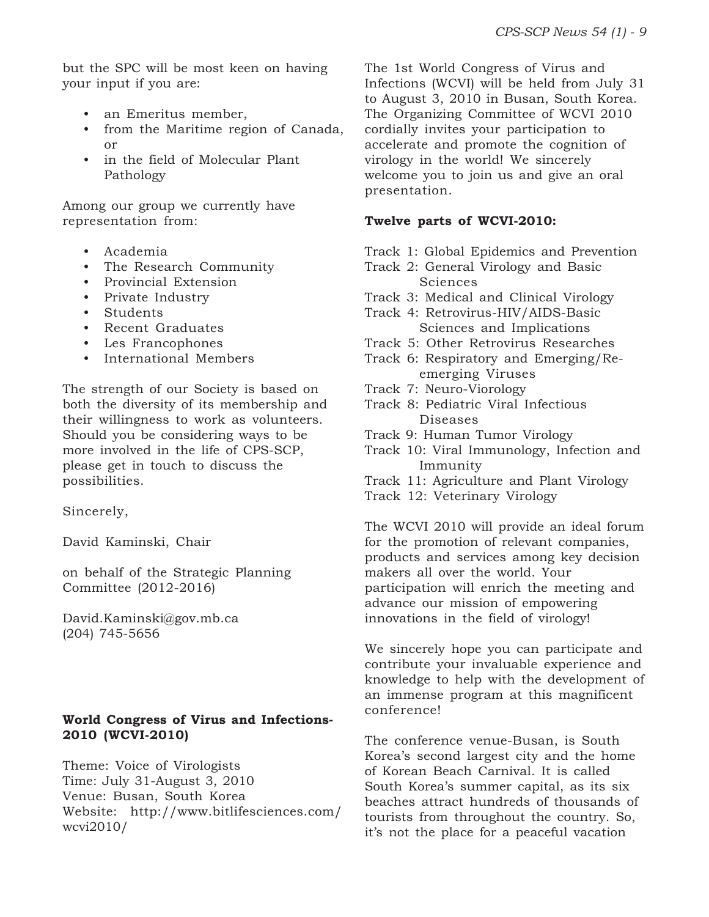but the SPC will be most keen on having your input if you are:

- an Emeritus member,
- from the Maritime region of Canada, or
- in the field of Molecular Plant Pathology

Among our group we currently have representation from:

- Academia
- The Research Community
- Provincial Extension
- Private Industry
- Students
- Recent Graduates
- Les Francophones
- International Members

The strength of our Society is based on both the diversity of its membership and their willingness to work as volunteers. Should you be considering ways to be more involved in the life of CPS-SCP, please get in touch to discuss the possibilities.

Sincerely,

David Kaminski, Chair

on behalf of the Strategic Planning Committee (2012-2016)

David.Kaminski@gov.mb.ca
(204) 745-5656

**World Congress of Virus and Infections-2010 (WCVI-2010)**

Theme: Voice of Virologists
Time: July 31-August 3, 2010
Venue: Busan, South Korea
Website: http://www.bitlifesciences.com/wcvi2010/

The 1st World Congress of Virus and Infections (WCVI) will be held from July 31 to August 3, 2010 in Busan, South Korea. The Organizing Committee of WCVI 2010 cordially invites your participation to accelerate and promote the cognition of virology in the world! We sincerely welcome you to join us and give an oral presentation.

**Twelve parts of WCVI-2010:**

Track 1: Global Epidemics and Prevention
Track 2: General Virology and Basic Sciences
Track 3: Medical and Clinical Virology
Track 4: Retrovirus-HIV/AIDS-Basic Sciences and Implications
Track 5: Other Retrovirus Researches
Track 6: Respiratory and Emerging/Re-emerging Viruses
Track 7: Neuro-Viorology
Track 8: Pediatric Viral Infectious Diseases
Track 9: Human Tumor Virology
Track 10: Viral Immunology, Infection and Immunity
Track 11: Agriculture and Plant Virology
Track 12: Veterinary Virology

The WCVI 2010 will provide an ideal forum for the promotion of relevant companies, products and services among key decision makers all over the world. Your participation will enrich the meeting and advance our mission of empowering innovations in the field of virology!

We sincerely hope you can participate and contribute your invaluable experience and knowledge to help with the development of an immense program at this magnificent conference!

The conference venue-Busan, is South Korea's second largest city and the home of Korean Beach Carnival. It is called South Korea's summer capital, as its six beaches attract hundreds of thousands of tourists from throughout the country. So, it's not the place for a peaceful vacation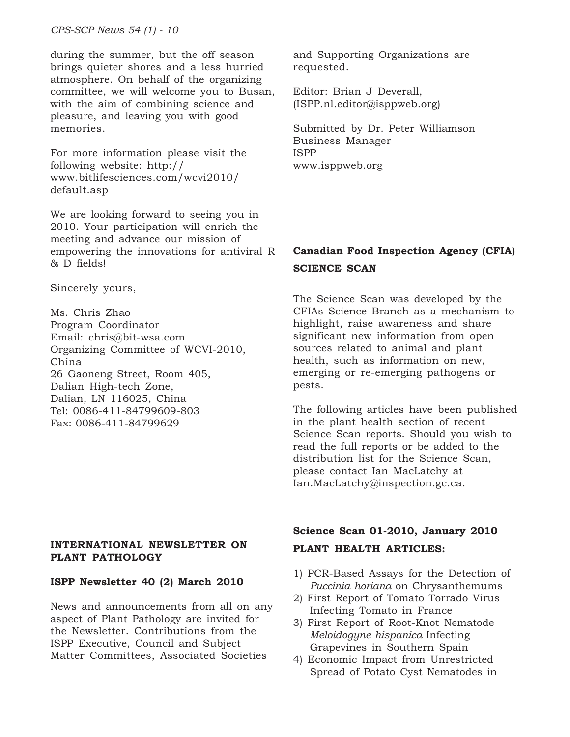during the summer, but the off season brings quieter shores and a less hurried atmosphere. On behalf of the organizing committee, we will welcome you to Busan, with the aim of combining science and pleasure, and leaving you with good memories.

For more information please visit the following website: http://www.bitlifesciences.com/wcvi2010/default.asp

We are looking forward to seeing you in 2010. Your participation will enrich the meeting and advance our mission of empowering the innovations for antiviral R & D fields!

Sincerely yours,

Ms. Chris Zhao
Program Coordinator
Email: chris@bit-wsa.com
Organizing Committee of WCVI-2010, China
26 Gaoneng Street, Room 405,
Dalian High-tech Zone,
Dalian, LN 116025, China
Tel: 0086-411-84799609-803
Fax: 0086-411-84799629

## INTERNATIONAL NEWSLETTER ON PLANT PATHOLOGY

### ISPP Newsletter 40 (2) March 2010

News and announcements from all on any aspect of Plant Pathology are invited for the Newsletter. Contributions from the ISPP Executive, Council and Subject Matter Committees, Associated Societies and Supporting Organizations are requested.

Editor: Brian J Deverall, (ISPP.nl.editor@isppweb.org)

Submitted by Dr. Peter Williamson
Business Manager
ISPP
www.isppweb.org

## Canadian Food Inspection Agency (CFIA) SCIENCE SCAN

The Science Scan was developed by the CFIAs Science Branch as a mechanism to highlight, raise awareness and share significant new information from open sources related to animal and plant health, such as information on new, emerging or re-emerging pathogens or pests.

The following articles have been published in the plant health section of recent Science Scan reports. Should you wish to read the full reports or be added to the distribution list for the Science Scan, please contact Ian MacLatchy at Ian.MacLatchy@inspection.gc.ca.

### Science Scan 01-2010, January 2010

**PLANT HEALTH ARTICLES:**

1) PCR-Based Assays for the Detection of *Puccinia horiana* on Chrysanthemums
2) First Report of Tomato Torrado Virus Infecting Tomato in France
3) First Report of Root-Knot Nematode *Meloidogyne hispanica* Infecting Grapevines in Southern Spain
4) Economic Impact from Unrestricted Spread of Potato Cyst Nematodes in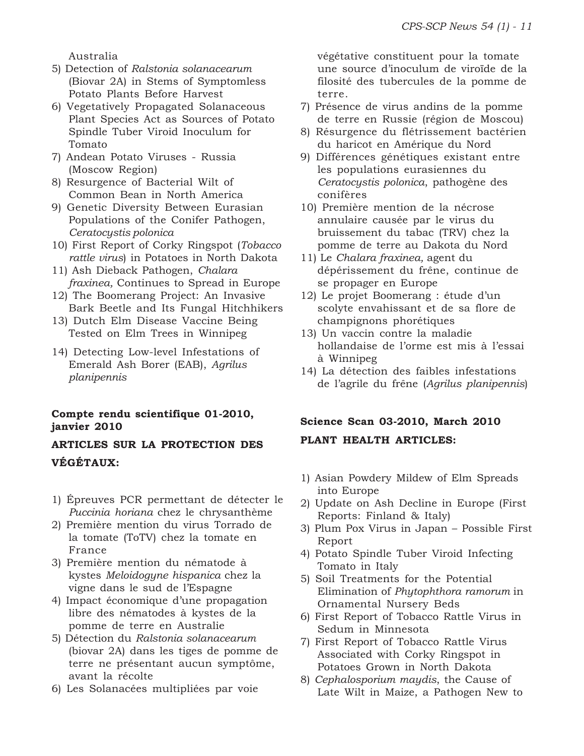Australia

5) Detection of *Ralstonia solanacearum* (Biovar 2A) in Stems of Symptomless Potato Plants Before Harvest
6) Vegetatively Propagated Solanaceous Plant Species Act as Sources of Potato Spindle Tuber Viroid Inoculum for Tomato
7) Andean Potato Viruses - Russia (Moscow Region)
8) Resurgence of Bacterial Wilt of Common Bean in North America
9) Genetic Diversity Between Eurasian Populations of the Conifer Pathogen, *Ceratocystis polonica*
10) First Report of Corky Ringspot (*Tobacco rattle virus*) in Potatoes in North Dakota
11) Ash Dieback Pathogen, *Chalara fraxinea,* Continues to Spread in Europe
12) The Boomerang Project: An Invasive Bark Beetle and Its Fungal Hitchhikers
13) Dutch Elm Disease Vaccine Being Tested on Elm Trees in Winnipeg
14) Detecting Low-level Infestations of Emerald Ash Borer (EAB), *Agrilus planipennis*

**Compte rendu scientifique 01-2010, janvier 2010**

**ARTICLES SUR LA PROTECTION DES VÉGÉTAUX:**

1) Épreuves PCR permettant de détecter le *Puccinia horiana* chez le chrysanthème
2) Première mention du virus Torrado de la tomate (ToTV) chez la tomate en France
3) Première mention du nématode à kystes *Meloidogyne hispanica* chez la vigne dans le sud de l'Espagne
4) Impact économique d'une propagation libre des nématodes à kystes de la pomme de terre en Australie
5) Détection du *Ralstonia solanacearum* (biovar 2A) dans les tiges de pomme de terre ne présentant aucun symptôme, avant la récolte
6) Les Solanacées multipliées par voie végétative constituent pour la tomate une source d'inoculum de viroïde de la filosité des tubercules de la pomme de terre.
7) Présence de virus andins de la pomme de terre en Russie (région de Moscou)
8) Résurgence du flétrissement bactérien du haricot en Amérique du Nord
9) Différences génétiques existant entre les populations eurasiennes du *Ceratocystis polonica*, pathogène des conifères
10) Première mention de la nécrose annulaire causée par le virus du bruissement du tabac (TRV) chez la pomme de terre au Dakota du Nord
11) Le *Chalara fraxinea,* agent du dépérissement du frêne, continue de se propager en Europe
12) Le projet Boomerang : étude d'un scolyte envahissant et de sa flore de champignons phorétiques
13) Un vaccin contre la maladie hollandaise de l'orme est mis à l'essai à Winnipeg
14) La détection des faibles infestations de l'agrile du frêne (*Agrilus planipennis*)

**Science Scan 03-2010, March 2010**

**PLANT HEALTH ARTICLES:**

1) Asian Powdery Mildew of Elm Spreads into Europe
2) Update on Ash Decline in Europe (First Reports: Finland & Italy)
3) Plum Pox Virus in Japan – Possible First Report
4) Potato Spindle Tuber Viroid Infecting Tomato in Italy
5) Soil Treatments for the Potential Elimination of *Phytophthora ramorum* in Ornamental Nursery Beds
6) First Report of Tobacco Rattle Virus in Sedum in Minnesota
7) First Report of Tobacco Rattle Virus Associated with Corky Ringspot in Potatoes Grown in North Dakota
8) *Cephalosporium maydis*, the Cause of Late Wilt in Maize, a Pathogen New to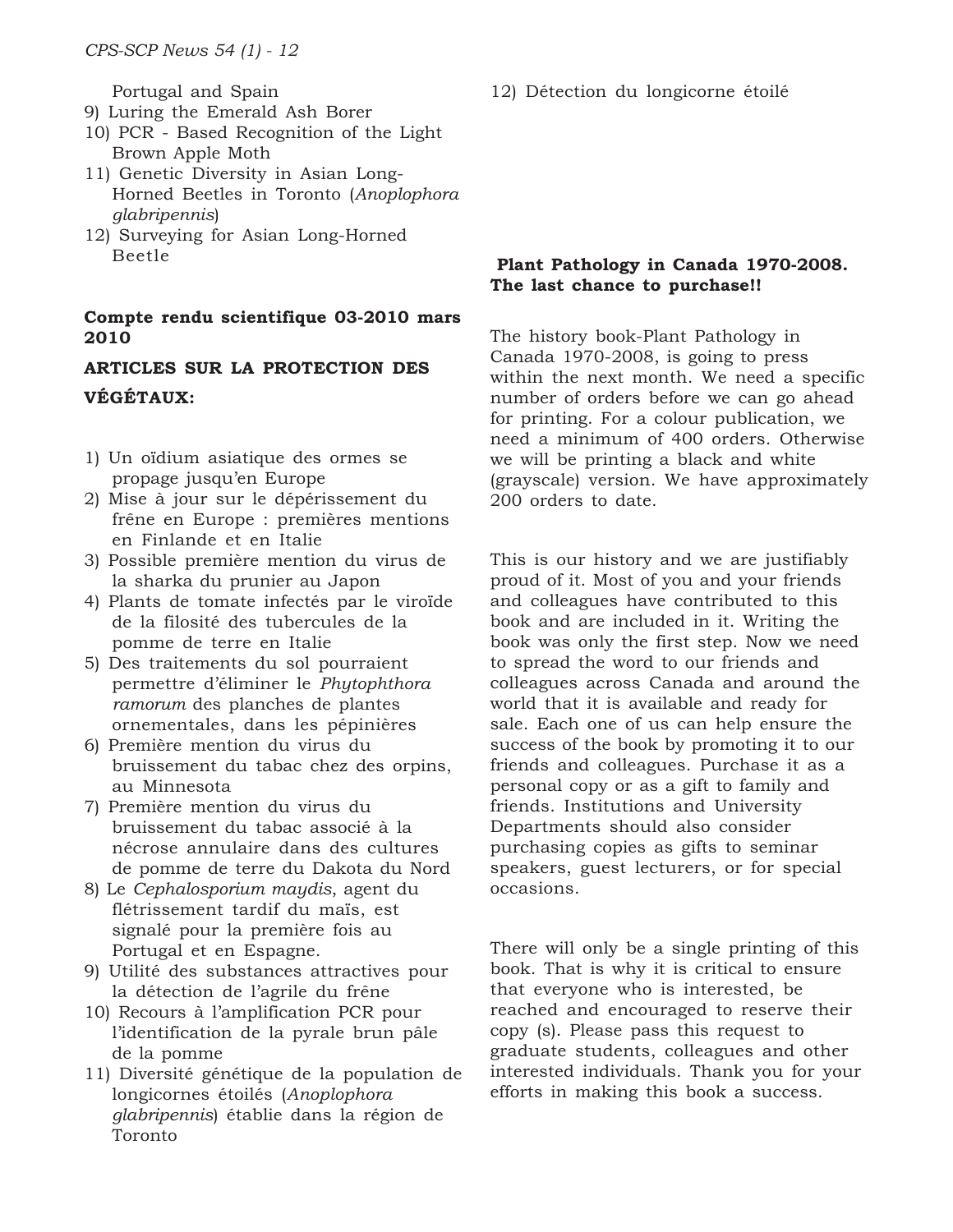Portugal and Spain
9) Luring the Emerald Ash Borer
10) PCR - Based Recognition of the Light Brown Apple Moth
11) Genetic Diversity in Asian Long-Horned Beetles in Toronto (*Anoplophora glabripennis*)
12) Surveying for Asian Long-Horned Beetle

**Compte rendu scientifique 03-2010 mars 2010**

**ARTICLES SUR LA PROTECTION DES VÉGÉTAUX:**

1) Un oïdium asiatique des ormes se propage jusqu'en Europe
2) Mise à jour sur le dépérissement du frêne en Europe : premières mentions en Finlande et en Italie
3) Possible première mention du virus de la sharka du prunier au Japon
4) Plants de tomate infectés par le viroïde de la filosité des tubercules de la pomme de terre en Italie
5) Des traitements du sol pourraient permettre d'éliminer le *Phytophthora ramorum* des planches de plantes ornementales, dans les pépinières
6) Première mention du virus du bruissement du tabac chez des orpins, au Minnesota
7) Première mention du virus du bruissement du tabac associé à la nécrose annulaire dans des cultures de pomme de terre du Dakota du Nord
8) Le *Cephalosporium maydis*, agent du flétrissement tardif du maïs, est signalé pour la première fois au Portugal et en Espagne.
9) Utilité des substances attractives pour la détection de l'agrile du frêne
10) Recours à l'amplification PCR pour l'identification de la pyrale brun pâle de la pomme
11) Diversité génétique de la population de longicornes étoilés (*Anoplophora glabripennis*) établie dans la région de Toronto
12) Détection du longicorne étoilé

**Plant Pathology in Canada 1970-2008. The last chance to purchase!!**

The history book-Plant Pathology in Canada 1970-2008, is going to press within the next month. We need a specific number of orders before we can go ahead for printing. For a colour publication, we need a minimum of 400 orders. Otherwise we will be printing a black and white (grayscale) version. We have approximately 200 orders to date.

This is our history and we are justifiably proud of it. Most of you and your friends and colleagues have contributed to this book and are included in it. Writing the book was only the first step. Now we need to spread the word to our friends and colleagues across Canada and around the world that it is available and ready for sale. Each one of us can help ensure the success of the book by promoting it to our friends and colleagues. Purchase it as a personal copy or as a gift to family and friends. Institutions and University Departments should also consider purchasing copies as gifts to seminar speakers, guest lecturers, or for special occasions.

There will only be a single printing of this book. That is why it is critical to ensure that everyone who is interested, be reached and encouraged to reserve their copy (s). Please pass this request to graduate students, colleagues and other interested individuals. Thank you for your efforts in making this book a success.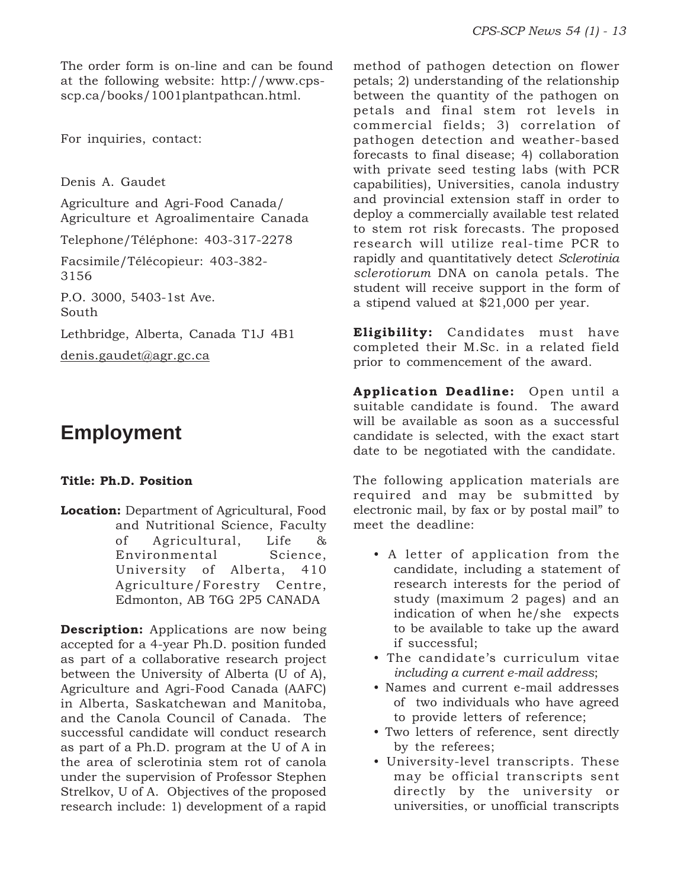The order form is on-line and can be found at the following website: http://www.cps-scp.ca/books/1001plantpathcan.html.

For inquiries, contact:

Denis A. Gaudet

Agriculture and Agri-Food Canada/ Agriculture et Agroalimentaire Canada

Telephone/Téléphone: 403-317-2278

Facsimile/Télécopieur: 403-382-3156

P.O. 3000, 5403-1st Ave. South

Lethbridge, Alberta, Canada T1J 4B1

denis.gaudet@agr.gc.ca

## Employment

**Title: Ph.D. Position**

**Location:** Department of Agricultural, Food and Nutritional Science, Faculty of Agricultural, Life & Environmental Science, University of Alberta, 410 Agriculture/Forestry Centre, Edmonton, AB T6G 2P5 CANADA

**Description:** Applications are now being accepted for a 4-year Ph.D. position funded as part of a collaborative research project between the University of Alberta (U of A), Agriculture and Agri-Food Canada (AAFC) in Alberta, Saskatchewan and Manitoba, and the Canola Council of Canada. The successful candidate will conduct research as part of a Ph.D. program at the U of A in the area of sclerotinia stem rot of canola under the supervision of Professor Stephen Strelkov, U of A. Objectives of the proposed research include: 1) development of a rapid method of pathogen detection on flower petals; 2) understanding of the relationship between the quantity of the pathogen on petals and final stem rot levels in commercial fields; 3) correlation of pathogen detection and weather-based forecasts to final disease; 4) collaboration with private seed testing labs (with PCR capabilities), Universities, canola industry and provincial extension staff in order to deploy a commercially available test related to stem rot risk forecasts. The proposed research will utilize real-time PCR to rapidly and quantitatively detect *Sclerotinia sclerotiorum* DNA on canola petals. The student will receive support in the form of a stipend valued at $21,000 per year.

**Eligibility:** Candidates must have completed their M.Sc. in a related field prior to commencement of the award.

**Application Deadline:** Open until a suitable candidate is found. The award will be available as soon as a successful candidate is selected, with the exact start date to be negotiated with the candidate.

The following application materials are required and may be submitted by electronic mail, by fax or by postal mail" to meet the deadline:

- A letter of application from the candidate, including a statement of research interests for the period of study (maximum 2 pages) and an indication of when he/she expects to be available to take up the award if successful;
- The candidate's curriculum vitae *including a current e-mail address*;
- Names and current e-mail addresses of two individuals who have agreed to provide letters of reference;
- Two letters of reference, sent directly by the referees;
- University-level transcripts. These may be official transcripts sent directly by the university or universities, or unofficial transcripts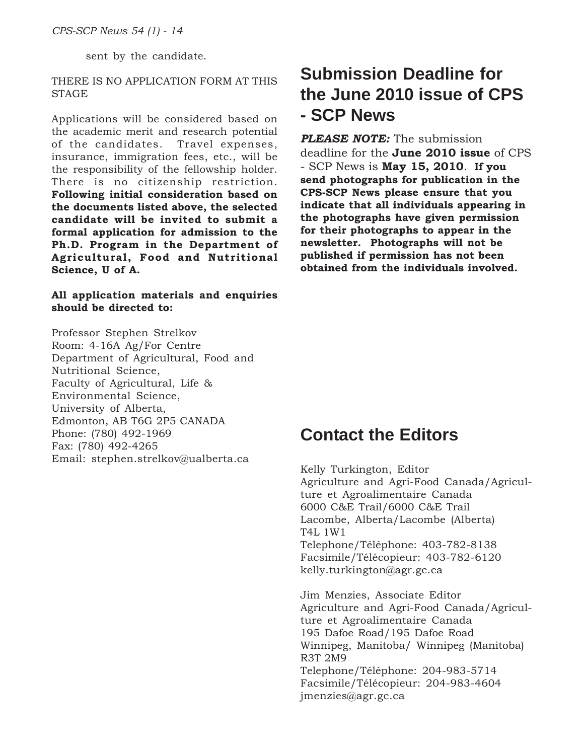sent by the candidate.

THERE IS NO APPLICATION FORM AT THIS STAGE

Applications will be considered based on the academic merit and research potential of the candidates. Travel expenses, insurance, immigration fees, etc., will be the responsibility of the fellowship holder. There is no citizenship restriction. **Following initial consideration based on the documents listed above, the selected candidate will be invited to submit a formal application for admission to the Ph.D. Program in the Department of Agricultural, Food and Nutritional Science, U of A.**

**All application materials and enquiries should be directed to:**

Professor Stephen Strelkov
Room: 4-16A Ag/For Centre
Department of Agricultural, Food and Nutritional Science,
Faculty of Agricultural, Life & Environmental Science,
University of Alberta,
Edmonton, AB T6G 2P5 CANADA
Phone: (780) 492-1969
Fax: (780) 492-4265
Email: stephen.strelkov@ualberta.ca

## Submission Deadline for the June 2010 issue of CPS - SCP News

***PLEASE NOTE:*** The submission deadline for the **June 2010 issue** of CPS - SCP News is **May 15, 2010**. **If you send photographs for publication in the CPS-SCP News please ensure that you indicate that all individuals appearing in the photographs have given permission for their photographs to appear in the newsletter. Photographs will not be published if permission has not been obtained from the individuals involved.**

## Contact the Editors

Kelly Turkington, Editor
Agriculture and Agri-Food Canada/Agriculture et Agroalimentaire Canada
6000 C&E Trail/6000 C&E Trail
Lacombe, Alberta/Lacombe (Alberta)
T4L 1W1
Telephone/Téléphone: 403-782-8138
Facsimile/Télécopieur: 403-782-6120
kelly.turkington@agr.gc.ca

Jim Menzies, Associate Editor
Agriculture and Agri-Food Canada/Agriculture et Agroalimentaire Canada
195 Dafoe Road/195 Dafoe Road
Winnipeg, Manitoba/ Winnipeg (Manitoba)
R3T 2M9
Telephone/Téléphone: 204-983-5714
Facsimile/Télécopieur: 204-983-4604
jmenzies@agr.gc.ca